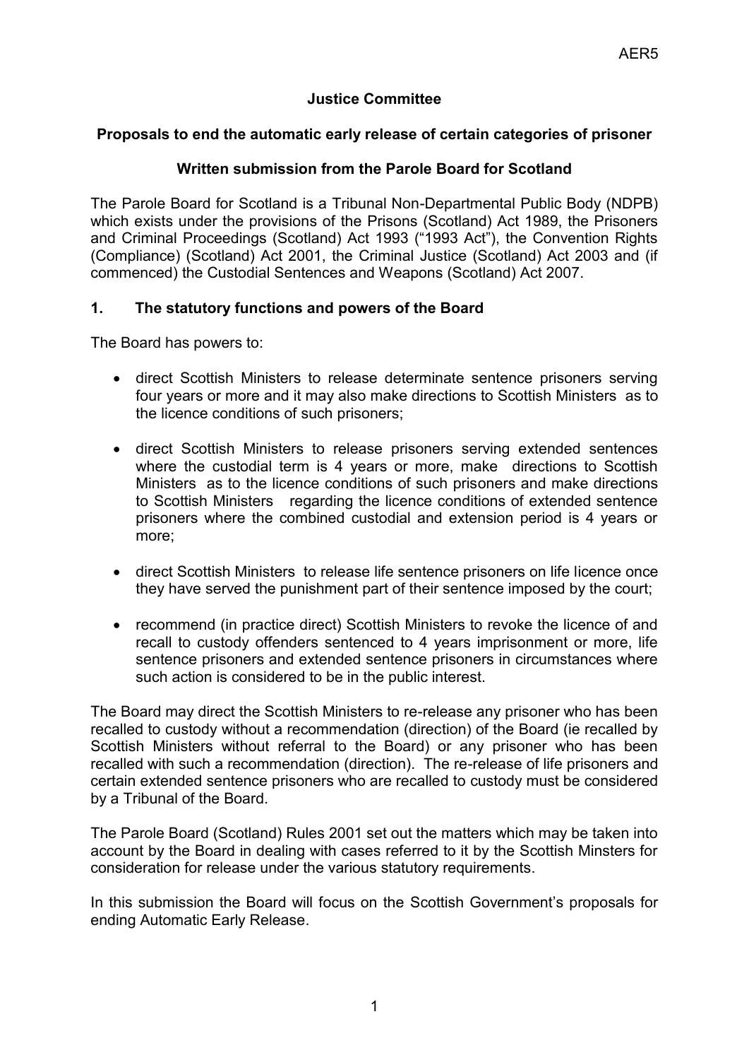AER5

**Justice Committee**

**Proposals to end the automatic early release of certain categories of prisoner**

**Written submission from the Parole Board for Scotland**

The Parole Board for Scotland is a Tribunal Non-Departmental Public Body (NDPB) which exists under the provisions of the Prisons (Scotland) Act 1989, the Prisoners and Criminal Proceedings (Scotland) Act 1993 ("1993 Act"), the Convention Rights (Compliance) (Scotland) Act 2001, the Criminal Justice (Scotland) Act 2003 and (if commenced) the Custodial Sentences and Weapons (Scotland) Act 2007.

## 1. The statutory functions and powers of the Board

The Board has powers to:

- direct Scottish Ministers to release determinate sentence prisoners serving four years or more and it may also make directions to Scottish Ministers as to the licence conditions of such prisoners;
- direct Scottish Ministers to release prisoners serving extended sentences where the custodial term is 4 years or more, make directions to Scottish Ministers as to the licence conditions of such prisoners and make directions to Scottish Ministers regarding the licence conditions of extended sentence prisoners where the combined custodial and extension period is 4 years or more;
- direct Scottish Ministers to release life sentence prisoners on life licence once they have served the punishment part of their sentence imposed by the court;
- recommend (in practice direct) Scottish Ministers to revoke the licence of and recall to custody offenders sentenced to 4 years imprisonment or more, life sentence prisoners and extended sentence prisoners in circumstances where such action is considered to be in the public interest.

The Board may direct the Scottish Ministers to re-release any prisoner who has been recalled to custody without a recommendation (direction) of the Board (ie recalled by Scottish Ministers without referral to the Board) or any prisoner who has been recalled with such a recommendation (direction). The re-release of life prisoners and certain extended sentence prisoners who are recalled to custody must be considered by a Tribunal of the Board.

The Parole Board (Scotland) Rules 2001 set out the matters which may be taken into account by the Board in dealing with cases referred to it by the Scottish Minsters for consideration for release under the various statutory requirements.

In this submission the Board will focus on the Scottish Government's proposals for ending Automatic Early Release.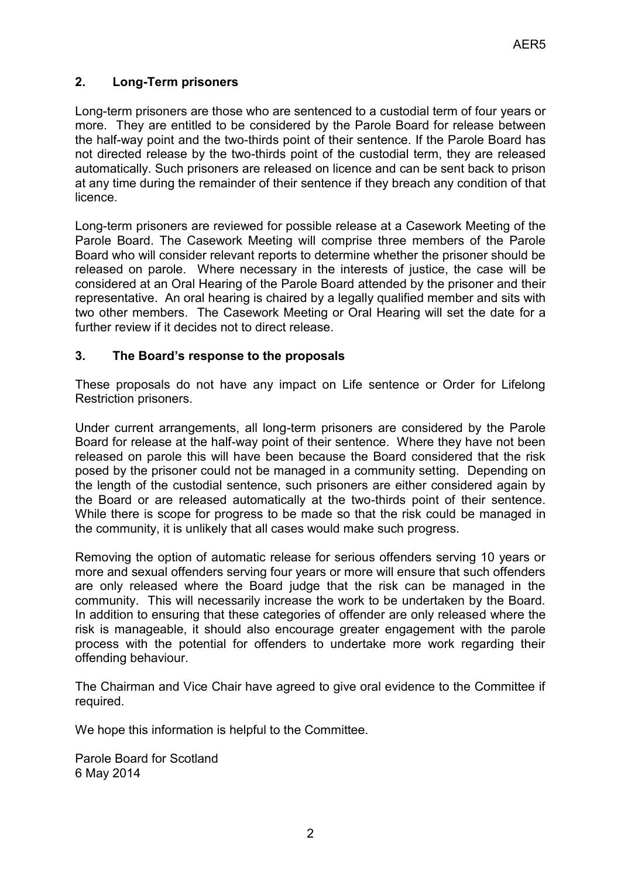## 2. Long-Term prisoners

Long-term prisoners are those who are sentenced to a custodial term of four years or more. They are entitled to be considered by the Parole Board for release between the half-way point and the two-thirds point of their sentence. If the Parole Board has not directed release by the two-thirds point of the custodial term, they are released automatically. Such prisoners are released on licence and can be sent back to prison at any time during the remainder of their sentence if they breach any condition of that licence.

Long-term prisoners are reviewed for possible release at a Casework Meeting of the Parole Board. The Casework Meeting will comprise three members of the Parole Board who will consider relevant reports to determine whether the prisoner should be released on parole. Where necessary in the interests of justice, the case will be considered at an Oral Hearing of the Parole Board attended by the prisoner and their representative. An oral hearing is chaired by a legally qualified member and sits with two other members. The Casework Meeting or Oral Hearing will set the date for a further review if it decides not to direct release.

## 3. The Board's response to the proposals

These proposals do not have any impact on Life sentence or Order for Lifelong Restriction prisoners.

Under current arrangements, all long-term prisoners are considered by the Parole Board for release at the half-way point of their sentence. Where they have not been released on parole this will have been because the Board considered that the risk posed by the prisoner could not be managed in a community setting. Depending on the length of the custodial sentence, such prisoners are either considered again by the Board or are released automatically at the two-thirds point of their sentence. While there is scope for progress to be made so that the risk could be managed in the community, it is unlikely that all cases would make such progress.

Removing the option of automatic release for serious offenders serving 10 years or more and sexual offenders serving four years or more will ensure that such offenders are only released where the Board judge that the risk can be managed in the community. This will necessarily increase the work to be undertaken by the Board. In addition to ensuring that these categories of offender are only released where the risk is manageable, it should also encourage greater engagement with the parole process with the potential for offenders to undertake more work regarding their offending behaviour.

The Chairman and Vice Chair have agreed to give oral evidence to the Committee if required.

We hope this information is helpful to the Committee.

Parole Board for Scotland
6 May 2014